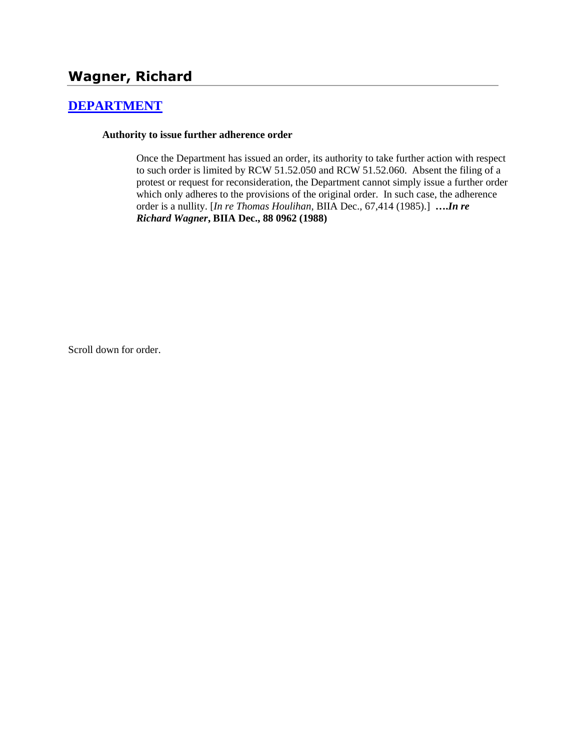# Wagner, Richard

## DEPARTMENT

**Authority to issue further adherence order**

> Once the Department has issued an order, its authority to take further action with respect to such order is limited by RCW 51.52.050 and RCW 51.52.060. Absent the filing of a protest or request for reconsideration, the Department cannot simply issue a further order which only adheres to the provisions of the original order. In such case, the adherence order is a nullity. [*In re Thomas Houlihan*, BIIA Dec., 67,414 (1985).] ***….In re Richard Wagner*, BIIA Dec., 88 0962 (1988)**

Scroll down for order.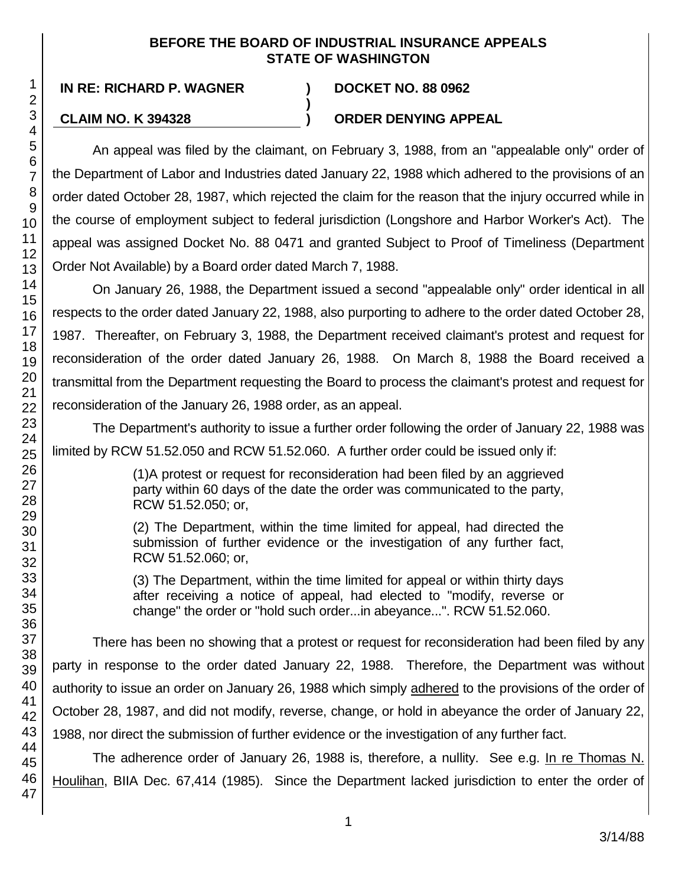**BEFORE THE BOARD OF INDUSTRIAL INSURANCE APPEALS**
**STATE OF WASHINGTON**

| | | |
|---|---|---|
| **IN RE: RICHARD P. WAGNER** | **)** | **DOCKET NO. 88 0962** |
| | **)** | |
| **CLAIM NO. K 394328** | **)** | **ORDER DENYING APPEAL** |

An appeal was filed by the claimant, on February 3, 1988, from an "appealable only" order of the Department of Labor and Industries dated January 22, 1988 which adhered to the provisions of an order dated October 28, 1987, which rejected the claim for the reason that the injury occurred while in the course of employment subject to federal jurisdiction (Longshore and Harbor Worker's Act). The appeal was assigned Docket No. 88 0471 and granted Subject to Proof of Timeliness (Department Order Not Available) by a Board order dated March 7, 1988.

On January 26, 1988, the Department issued a second "appealable only" order identical in all respects to the order dated January 22, 1988, also purporting to adhere to the order dated October 28, 1987. Thereafter, on February 3, 1988, the Department received claimant's protest and request for reconsideration of the order dated January 26, 1988. On March 8, 1988 the Board received a transmittal from the Department requesting the Board to process the claimant's protest and request for reconsideration of the January 26, 1988 order, as an appeal.

The Department's authority to issue a further order following the order of January 22, 1988 was limited by RCW 51.52.050 and RCW 51.52.060. A further order could be issued only if:

> (1)A protest or request for reconsideration had been filed by an aggrieved party within 60 days of the date the order was communicated to the party, RCW 51.52.050; or,
>
> (2) The Department, within the time limited for appeal, had directed the submission of further evidence or the investigation of any further fact, RCW 51.52.060; or,
>
> (3) The Department, within the time limited for appeal or within thirty days after receiving a notice of appeal, had elected to "modify, reverse or change" the order or "hold such order...in abeyance...". RCW 51.52.060.

There has been no showing that a protest or request for reconsideration had been filed by any party in response to the order dated January 22, 1988. Therefore, the Department was without authority to issue an order on January 26, 1988 which simply adhered to the provisions of the order of October 28, 1987, and did not modify, reverse, change, or hold in abeyance the order of January 22, 1988, nor direct the submission of further evidence or the investigation of any further fact.

The adherence order of January 26, 1988 is, therefore, a nullity. See e.g. In re Thomas N. Houlihan, BIIA Dec. 67,414 (1985). Since the Department lacked jurisdiction to enter the order of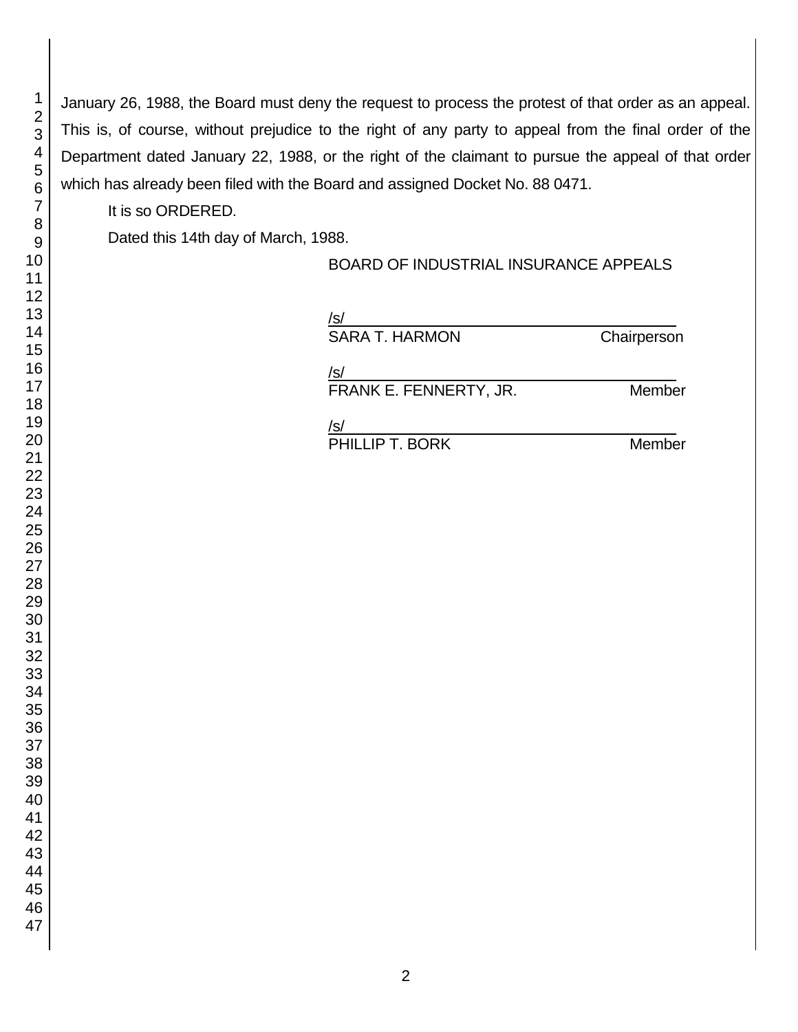January 26, 1988, the Board must deny the request to process the protest of that order as an appeal. This is, of course, without prejudice to the right of any party to appeal from the final order of the Department dated January 22, 1988, or the right of the claimant to pursue the appeal of that order which has already been filed with the Board and assigned Docket No. 88 0471.

It is so ORDERED.

Dated this 14th day of March, 1988.

BOARD OF INDUSTRIAL INSURANCE APPEALS

/s/
SARA T. HARMON    Chairperson

/s/
FRANK E. FENNERTY, JR.    Member

/s/
PHILLIP T. BORK    Member